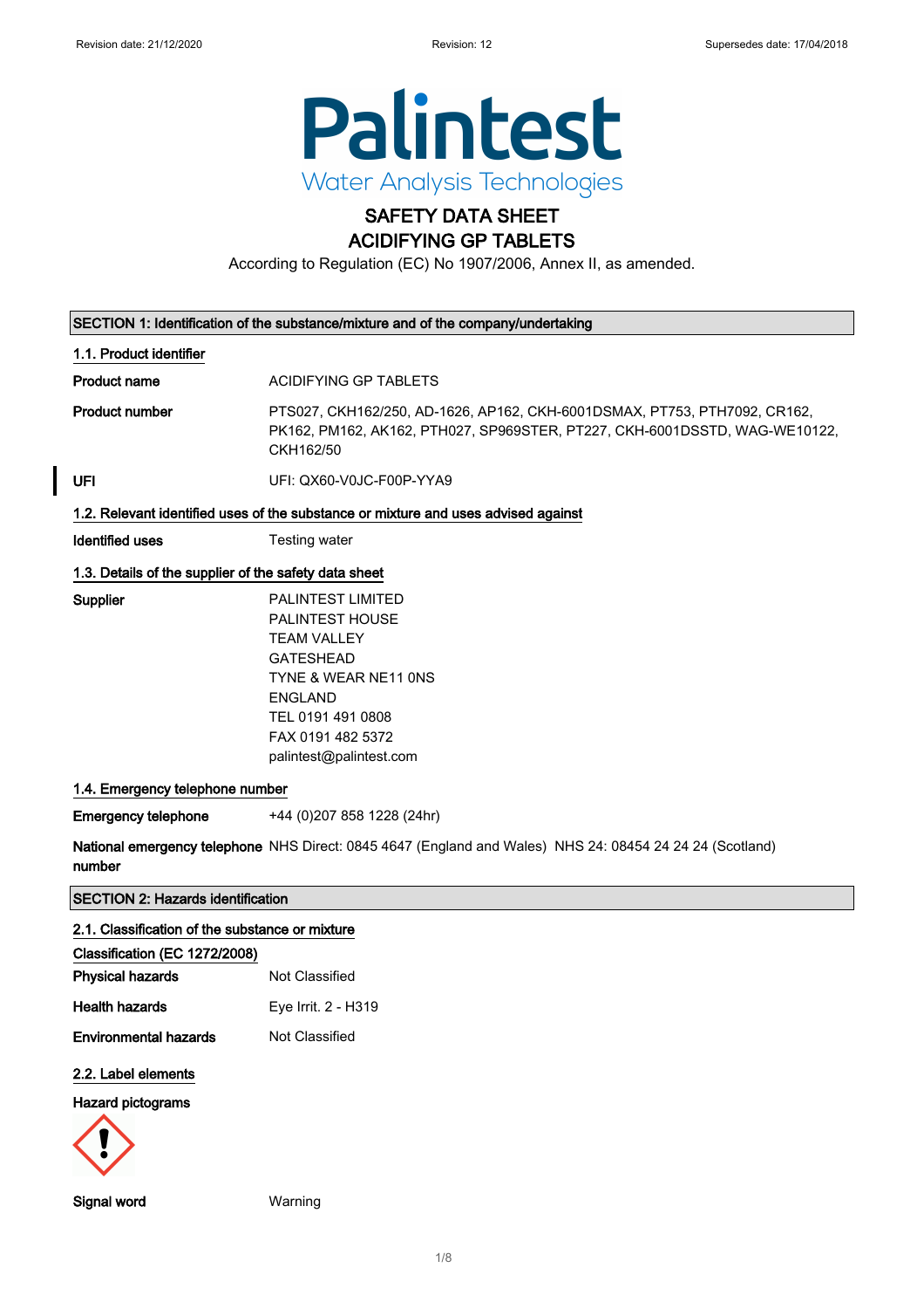# SAFETY DATA SHEET
# ACIDIFYING GP TABLETS

According to Regulation (EC) No 1907/2006, Annex II, as amended.

## SECTION 1: Identification of the substance/mixture and of the company/undertaking

### 1.1. Product identifier

**Product name** ACIDIFYING GP TABLETS

**Product number** PTS027, CKH162/250, AD-1626, AP162, CKH-6001DSMAX, PT753, PTH7092, CR162, PK162, PM162, AK162, PTH027, SP969STER, PT227, CKH-6001DSSTD, WAG-WE10122, CKH162/50

**UFI** UFI: QX60-V0JC-F00P-YYA9

### 1.2. Relevant identified uses of the substance or mixture and uses advised against

**Identified uses** Testing water

### 1.3. Details of the supplier of the safety data sheet

**Supplier**
PALINTEST LIMITED
PALINTEST HOUSE
TEAM VALLEY
GATESHEAD
TYNE & WEAR NE11 0NS
ENGLAND
TEL 0191 491 0808
FAX 0191 482 5372
palintest@palintest.com

### 1.4. Emergency telephone number

**Emergency telephone** +44 (0)207 858 1228 (24hr)

**National emergency telephone number** NHS Direct: 0845 4647 (England and Wales) NHS 24: 08454 24 24 24 (Scotland)

## SECTION 2: Hazards identification

### 2.1. Classification of the substance or mixture

**Classification (EC 1272/2008)**

**Physical hazards** Not Classified

**Health hazards** Eye Irrit. 2 - H319

**Environmental hazards** Not Classified

### 2.2. Label elements

**Hazard pictograms**

**Signal word** Warning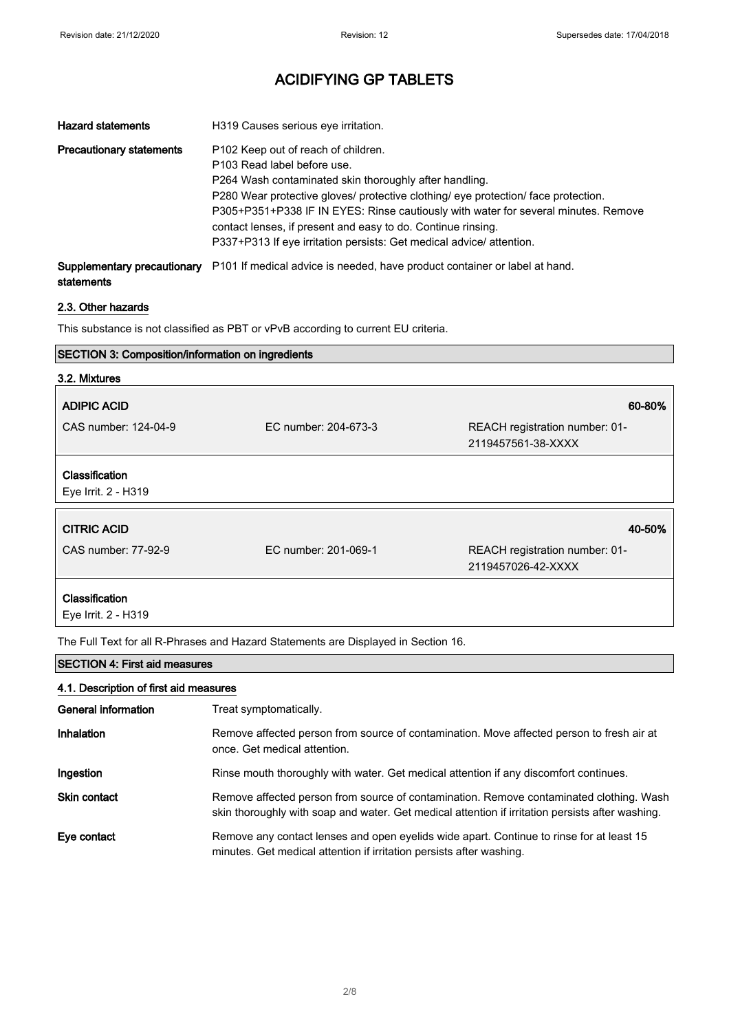# ACIDIFYING GP TABLETS

| | |
|---|---|
| **Hazard statements** | H319 Causes serious eye irritation. |
| **Precautionary statements** | P102 Keep out of reach of children.<br>P103 Read label before use.<br>P264 Wash contaminated skin thoroughly after handling.<br>P280 Wear protective gloves/ protective clothing/ eye protection/ face protection.<br>P305+P351+P338 IF IN EYES: Rinse cautiously with water for several minutes. Remove contact lenses, if present and easy to do. Continue rinsing.<br>P337+P313 If eye irritation persists: Get medical advice/ attention. |
| **Supplementary precautionary statements** | P101 If medical advice is needed, have product container or label at hand. |

## 2.3. Other hazards

This substance is not classified as PBT or vPvB according to current EU criteria.

## SECTION 3: Composition/information on ingredients

### 3.2. Mixtures

| **ADIPIC ACID** | | **60-80%** |
|---|---|---|
| CAS number: 124-04-9 | EC number: 204-673-3 | REACH registration number: 01-2119457561-38-XXXX |

**Classification**
Eye Irrit. 2 - H319

| **CITRIC ACID** | | **40-50%** |
|---|---|---|
| CAS number: 77-92-9 | EC number: 201-069-1 | REACH registration number: 01-2119457026-42-XXXX |

**Classification**
Eye Irrit. 2 - H319

The Full Text for all R-Phrases and Hazard Statements are Displayed in Section 16.

## SECTION 4: First aid measures

### 4.1. Description of first aid measures

| | |
|---|---|
| **General information** | Treat symptomatically. |
| **Inhalation** | Remove affected person from source of contamination. Move affected person to fresh air at once. Get medical attention. |
| **Ingestion** | Rinse mouth thoroughly with water. Get medical attention if any discomfort continues. |
| **Skin contact** | Remove affected person from source of contamination. Remove contaminated clothing. Wash skin thoroughly with soap and water. Get medical attention if irritation persists after washing. |
| **Eye contact** | Remove any contact lenses and open eyelids wide apart. Continue to rinse for at least 15 minutes. Get medical attention if irritation persists after washing. |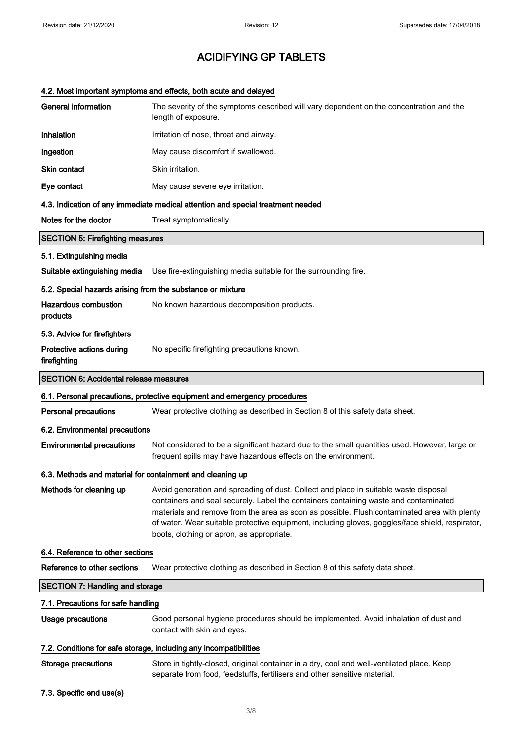# ACIDIFYING GP TABLETS

### 4.2. Most important symptoms and effects, both acute and delayed

| | |
|---|---|
| **General information** | The severity of the symptoms described will vary dependent on the concentration and the length of exposure. |
| **Inhalation** | Irritation of nose, throat and airway. |
| **Ingestion** | May cause discomfort if swallowed. |
| **Skin contact** | Skin irritation. |
| **Eye contact** | May cause severe eye irritation. |

### 4.3. Indication of any immediate medical attention and special treatment needed

| | |
|---|---|
| **Notes for the doctor** | Treat symptomatically. |

## SECTION 5: Firefighting measures

### 5.1. Extinguishing media

| | |
|---|---|
| **Suitable extinguishing media** | Use fire-extinguishing media suitable for the surrounding fire. |

### 5.2. Special hazards arising from the substance or mixture

| | |
|---|---|
| **Hazardous combustion products** | No known hazardous decomposition products. |

### 5.3. Advice for firefighters

| | |
|---|---|
| **Protective actions during firefighting** | No specific firefighting precautions known. |

## SECTION 6: Accidental release measures

### 6.1. Personal precautions, protective equipment and emergency procedures

| | |
|---|---|
| **Personal precautions** | Wear protective clothing as described in Section 8 of this safety data sheet. |

### 6.2. Environmental precautions

| | |
|---|---|
| **Environmental precautions** | Not considered to be a significant hazard due to the small quantities used. However, large or frequent spills may have hazardous effects on the environment. |

### 6.3. Methods and material for containment and cleaning up

| | |
|---|---|
| **Methods for cleaning up** | Avoid generation and spreading of dust. Collect and place in suitable waste disposal containers and seal securely. Label the containers containing waste and contaminated materials and remove from the area as soon as possible. Flush contaminated area with plenty of water. Wear suitable protective equipment, including gloves, goggles/face shield, respirator, boots, clothing or apron, as appropriate. |

### 6.4. Reference to other sections

| | |
|---|---|
| **Reference to other sections** | Wear protective clothing as described in Section 8 of this safety data sheet. |

## SECTION 7: Handling and storage

### 7.1. Precautions for safe handling

| | |
|---|---|
| **Usage precautions** | Good personal hygiene procedures should be implemented. Avoid inhalation of dust and contact with skin and eyes. |

### 7.2. Conditions for safe storage, including any incompatibilities

| | |
|---|---|
| **Storage precautions** | Store in tightly-closed, original container in a dry, cool and well-ventilated place. Keep separate from food, feedstuffs, fertilisers and other sensitive material. |

### 7.3. Specific end use(s)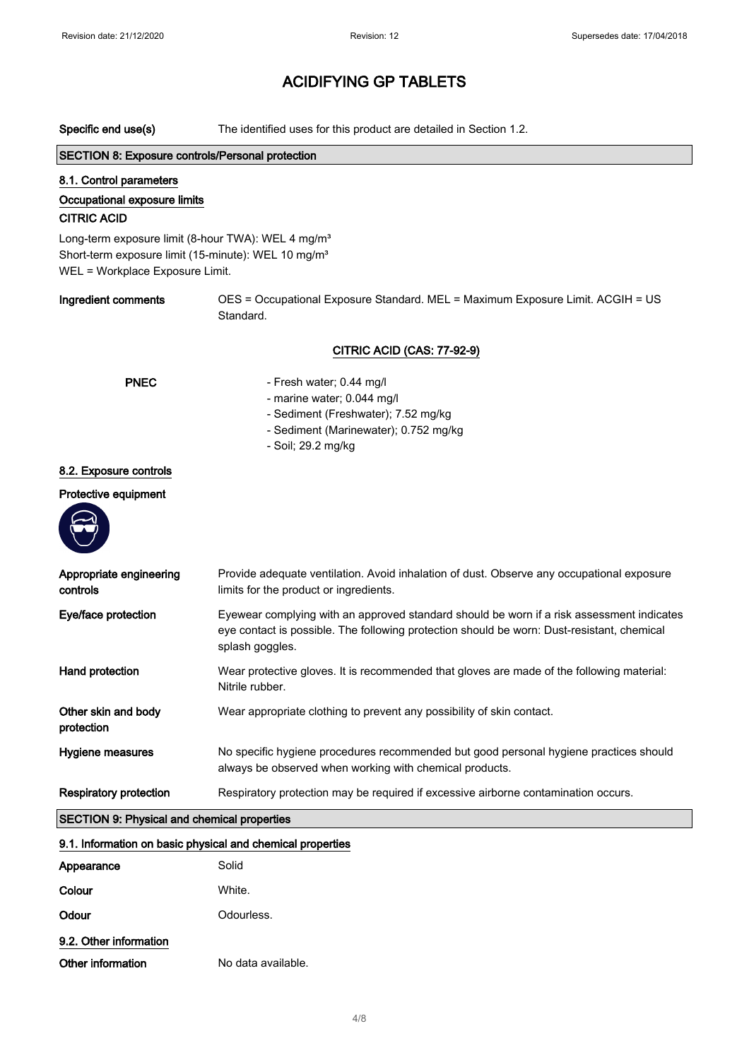# ACIDIFYING GP TABLETS

**Specific end use(s)** The identified uses for this product are detailed in Section 1.2.

## SECTION 8: Exposure controls/Personal protection

### 8.1. Control parameters

**Occupational exposure limits**

**CITRIC ACID**

Long-term exposure limit (8-hour TWA): WEL 4 mg/m³
Short-term exposure limit (15-minute): WEL 10 mg/m³
WEL = Workplace Exposure Limit.

**Ingredient comments** OES = Occupational Exposure Standard. MEL = Maximum Exposure Limit. ACGIH = US Standard.

**CITRIC ACID (CAS: 77-92-9)**

**PNEC**

- Fresh water; 0.44 mg/l
- marine water; 0.044 mg/l
- Sediment (Freshwater); 7.52 mg/kg
- Sediment (Marinewater); 0.752 mg/kg
- Soil; 29.2 mg/kg

### 8.2. Exposure controls

**Protective equipment**

| | |
|---|---|
| **Appropriate engineering controls** | Provide adequate ventilation. Avoid inhalation of dust. Observe any occupational exposure limits for the product or ingredients. |
| **Eye/face protection** | Eyewear complying with an approved standard should be worn if a risk assessment indicates eye contact is possible. The following protection should be worn: Dust-resistant, chemical splash goggles. |
| **Hand protection** | Wear protective gloves. It is recommended that gloves are made of the following material: Nitrile rubber. |
| **Other skin and body protection** | Wear appropriate clothing to prevent any possibility of skin contact. |
| **Hygiene measures** | No specific hygiene procedures recommended but good personal hygiene practices should always be observed when working with chemical products. |
| **Respiratory protection** | Respiratory protection may be required if excessive airborne contamination occurs. |

## SECTION 9: Physical and chemical properties

### 9.1. Information on basic physical and chemical properties

| | |
|---|---|
| **Appearance** | Solid |
| **Colour** | White. |
| **Odour** | Odourless. |

### 9.2. Other information

**Other information** No data available.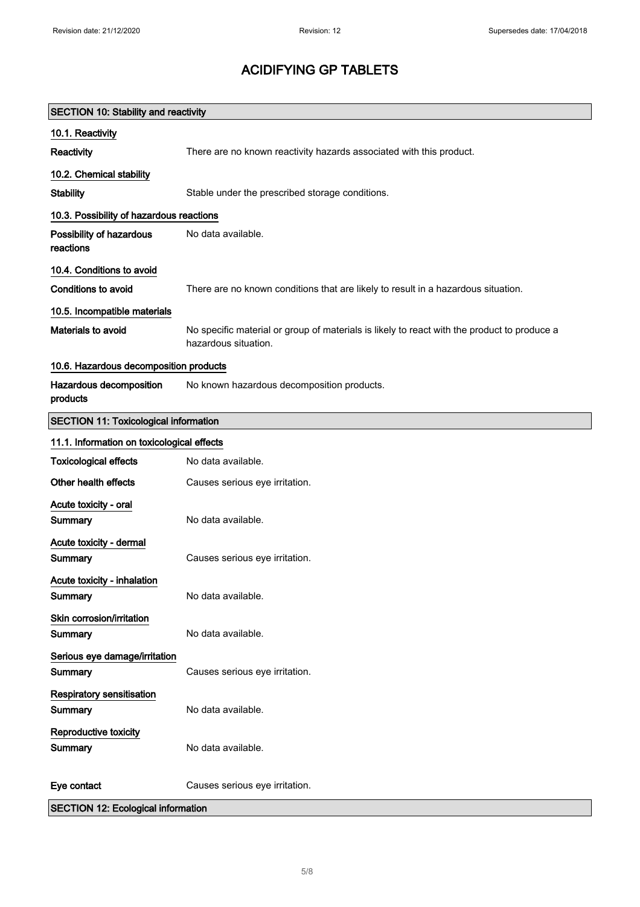# ACIDIFYING GP TABLETS

## SECTION 10: Stability and reactivity

### 10.1. Reactivity

| | |
|---|---|
| **Reactivity** | There are no known reactivity hazards associated with this product. |

### 10.2. Chemical stability

| | |
|---|---|
| **Stability** | Stable under the prescribed storage conditions. |

### 10.3. Possibility of hazardous reactions

| | |
|---|---|
| **Possibility of hazardous reactions** | No data available. |

### 10.4. Conditions to avoid

| | |
|---|---|
| **Conditions to avoid** | There are no known conditions that are likely to result in a hazardous situation. |

### 10.5. Incompatible materials

| | |
|---|---|
| **Materials to avoid** | No specific material or group of materials is likely to react with the product to produce a hazardous situation. |

### 10.6. Hazardous decomposition products

| | |
|---|---|
| **Hazardous decomposition products** | No known hazardous decomposition products. |

## SECTION 11: Toxicological information

### 11.1. Information on toxicological effects

| | |
|---|---|
| **Toxicological effects** | No data available. |
| **Other health effects** | Causes serious eye irritation. |

**Acute toxicity - oral**

| | |
|---|---|
| **Summary** | No data available. |

**Acute toxicity - dermal**

| | |
|---|---|
| **Summary** | Causes serious eye irritation. |

**Acute toxicity - inhalation**

| | |
|---|---|
| **Summary** | No data available. |

**Skin corrosion/irritation**

| | |
|---|---|
| **Summary** | No data available. |

**Serious eye damage/irritation**

| | |
|---|---|
| **Summary** | Causes serious eye irritation. |

**Respiratory sensitisation**

| | |
|---|---|
| **Summary** | No data available. |

**Reproductive toxicity**

| | |
|---|---|
| **Summary** | No data available. |

| | |
|---|---|
| **Eye contact** | Causes serious eye irritation. |

## SECTION 12: Ecological information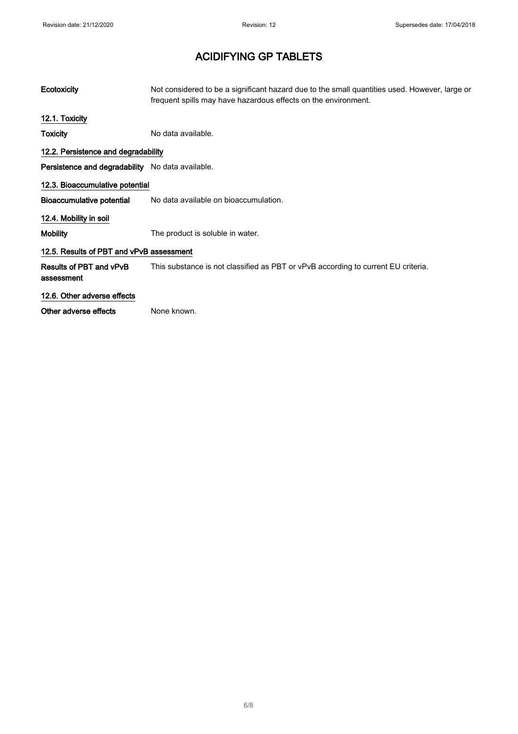# ACIDIFYING GP TABLETS

**Ecotoxicity** Not considered to be a significant hazard due to the small quantities used. However, large or frequent spills may have hazardous effects on the environment.

## 12.1. Toxicity

**Toxicity** No data available.

## 12.2. Persistence and degradability

**Persistence and degradability** No data available.

## 12.3. Bioaccumulative potential

**Bioaccumulative potential** No data available on bioaccumulation.

## 12.4. Mobility in soil

**Mobility** The product is soluble in water.

## 12.5. Results of PBT and vPvB assessment

**Results of PBT and vPvB assessment** This substance is not classified as PBT or vPvB according to current EU criteria.

## 12.6. Other adverse effects

**Other adverse effects** None known.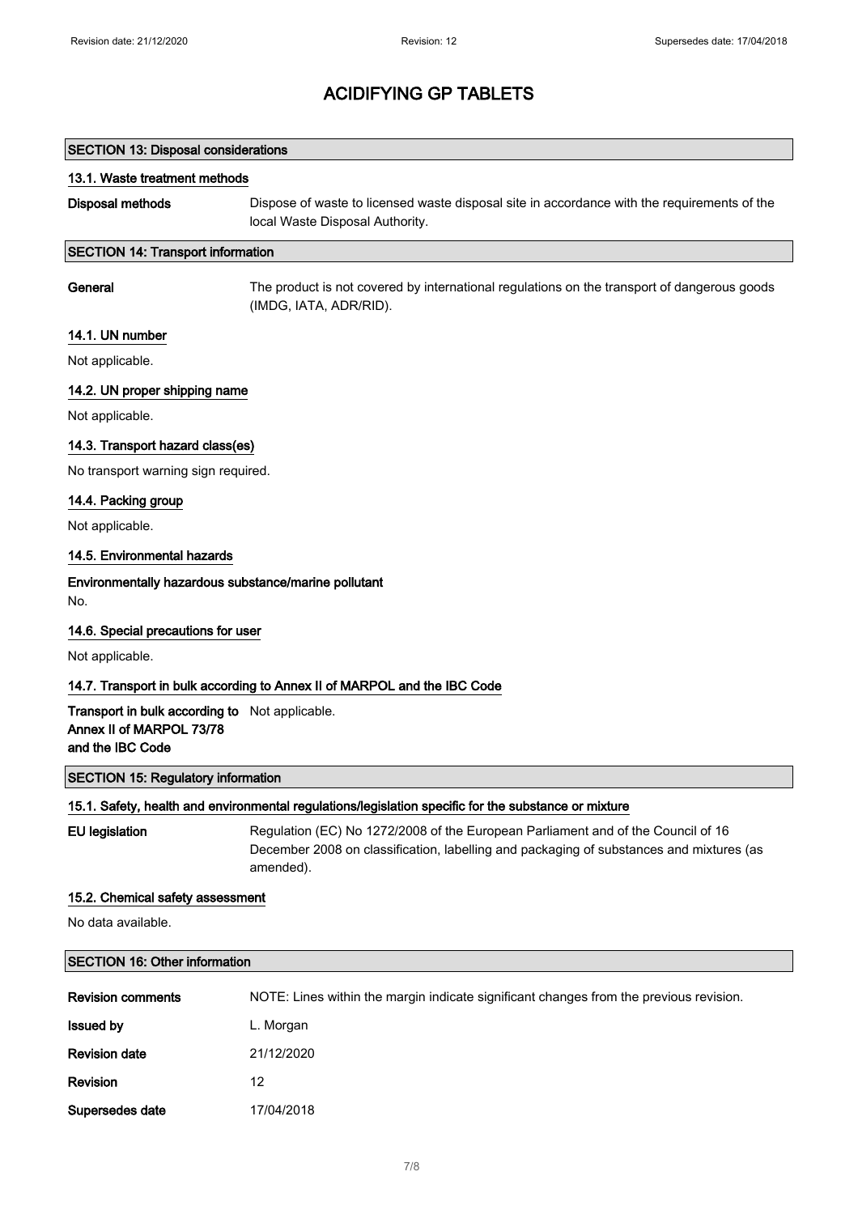# ACIDIFYING GP TABLETS

## SECTION 13: Disposal considerations

### 13.1. Waste treatment methods

**Disposal methods** Dispose of waste to licensed waste disposal site in accordance with the requirements of the local Waste Disposal Authority.

## SECTION 14: Transport information

**General** The product is not covered by international regulations on the transport of dangerous goods (IMDG, IATA, ADR/RID).

### 14.1. UN number

Not applicable.

### 14.2. UN proper shipping name

Not applicable.

### 14.3. Transport hazard class(es)

No transport warning sign required.

### 14.4. Packing group

Not applicable.

### 14.5. Environmental hazards

**Environmentally hazardous substance/marine pollutant**

No.

### 14.6. Special precautions for user

Not applicable.

### 14.7. Transport in bulk according to Annex II of MARPOL and the IBC Code

**Transport in bulk according to Annex II of MARPOL 73/78 and the IBC Code** Not applicable.

## SECTION 15: Regulatory information

### 15.1. Safety, health and environmental regulations/legislation specific for the substance or mixture

**EU legislation** Regulation (EC) No 1272/2008 of the European Parliament and of the Council of 16 December 2008 on classification, labelling and packaging of substances and mixtures (as amended).

### 15.2. Chemical safety assessment

No data available.

## SECTION 16: Other information

| | |
|---|---|
| **Revision comments** | NOTE: Lines within the margin indicate significant changes from the previous revision. |
| **Issued by** | L. Morgan |
| **Revision date** | 21/12/2020 |
| **Revision** | 12 |
| **Supersedes date** | 17/04/2018 |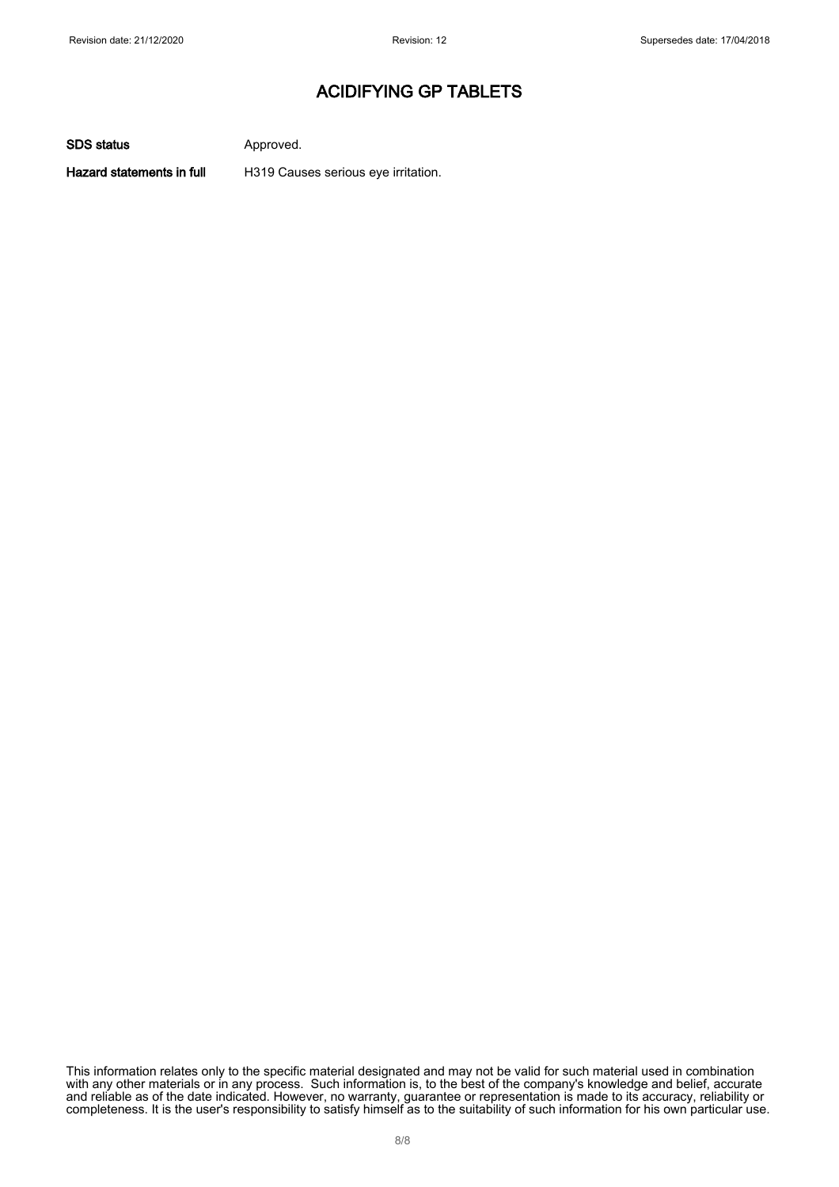# ACIDIFYING GP TABLETS

**SDS status** Approved.

**Hazard statements in full** H319 Causes serious eye irritation.

This information relates only to the specific material designated and may not be valid for such material used in combination with any other materials or in any process. Such information is, to the best of the company's knowledge and belief, accurate and reliable as of the date indicated. However, no warranty, guarantee or representation is made to its accuracy, reliability or completeness. It is the user's responsibility to satisfy himself as to the suitability of such information for his own particular use.